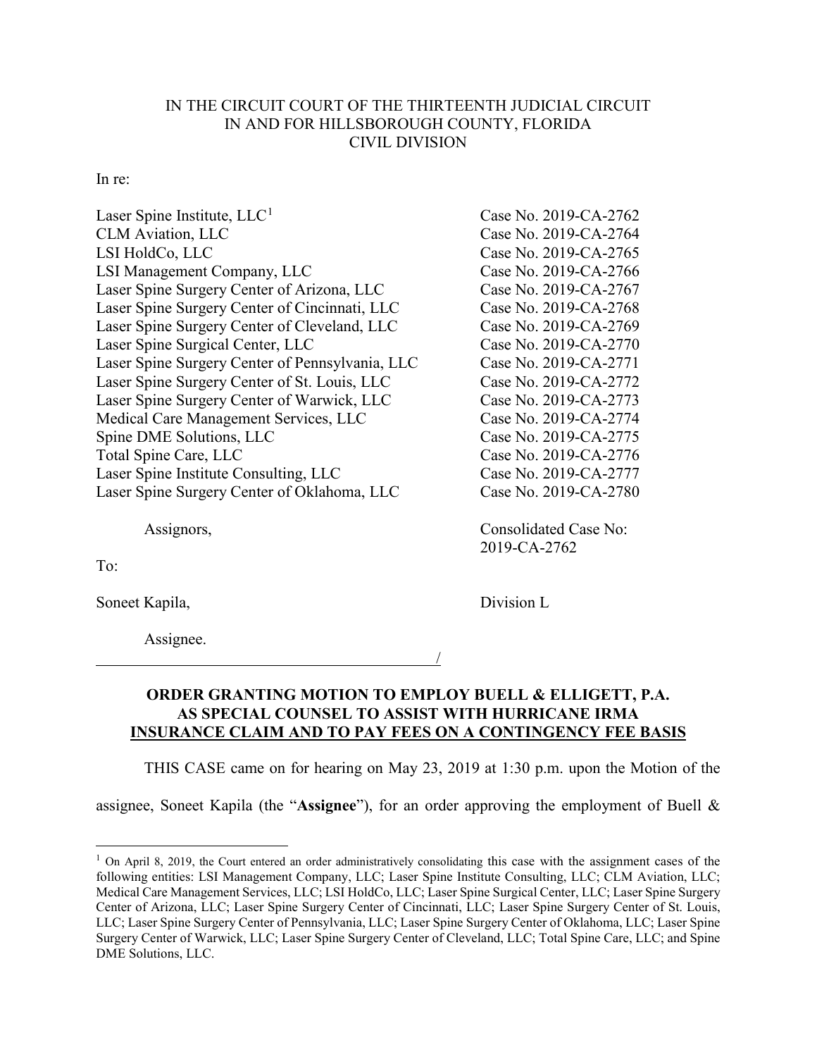IN THE CIRCUIT COURT OF THE THIRTEENTH JUDICIAL CIRCUIT
IN AND FOR HILLSBOROUGH COUNTY, FLORIDA
CIVIL DIVISION

In re:

| | |
|---|---|
| Laser Spine Institute, LLC[1] | Case No. 2019-CA-2762 |
| CLM Aviation, LLC | Case No. 2019-CA-2764 |
| LSI HoldCo, LLC | Case No. 2019-CA-2765 |
| LSI Management Company, LLC | Case No. 2019-CA-2766 |
| Laser Spine Surgery Center of Arizona, LLC | Case No. 2019-CA-2767 |
| Laser Spine Surgery Center of Cincinnati, LLC | Case No. 2019-CA-2768 |
| Laser Spine Surgery Center of Cleveland, LLC | Case No. 2019-CA-2769 |
| Laser Spine Surgical Center, LLC | Case No. 2019-CA-2770 |
| Laser Spine Surgery Center of Pennsylvania, LLC | Case No. 2019-CA-2771 |
| Laser Spine Surgery Center of St. Louis, LLC | Case No. 2019-CA-2772 |
| Laser Spine Surgery Center of Warwick, LLC | Case No. 2019-CA-2773 |
| Medical Care Management Services, LLC | Case No. 2019-CA-2774 |
| Spine DME Solutions, LLC | Case No. 2019-CA-2775 |
| Total Spine Care, LLC | Case No. 2019-CA-2776 |
| Laser Spine Institute Consulting, LLC | Case No. 2019-CA-2777 |
| Laser Spine Surgery Center of Oklahoma, LLC | Case No. 2019-CA-2780 |

Assignors, Consolidated Case No: 2019-CA-2762

To:

Soneet Kapila, Division L

Assignee.

______________________________________/

**ORDER GRANTING MOTION TO EMPLOY BUELL & ELLIGETT, P.A. AS SPECIAL COUNSEL TO ASSIST WITH HURRICANE IRMA INSURANCE CLAIM AND TO PAY FEES ON A CONTINGENCY FEE BASIS**

THIS CASE came on for hearing on May 23, 2019 at 1:30 p.m. upon the Motion of the assignee, Soneet Kapila (the "**Assignee**"), for an order approving the employment of Buell &

[1] On April 8, 2019, the Court entered an order administratively consolidating this case with the assignment cases of the following entities: LSI Management Company, LLC; Laser Spine Institute Consulting, LLC; CLM Aviation, LLC; Medical Care Management Services, LLC; LSI HoldCo, LLC; Laser Spine Surgical Center, LLC; Laser Spine Surgery Center of Arizona, LLC; Laser Spine Surgery Center of Cincinnati, LLC; Laser Spine Surgery Center of St. Louis, LLC; Laser Spine Surgery Center of Pennsylvania, LLC; Laser Spine Surgery Center of Oklahoma, LLC; Laser Spine Surgery Center of Warwick, LLC; Laser Spine Surgery Center of Cleveland, LLC; Total Spine Care, LLC; and Spine DME Solutions, LLC.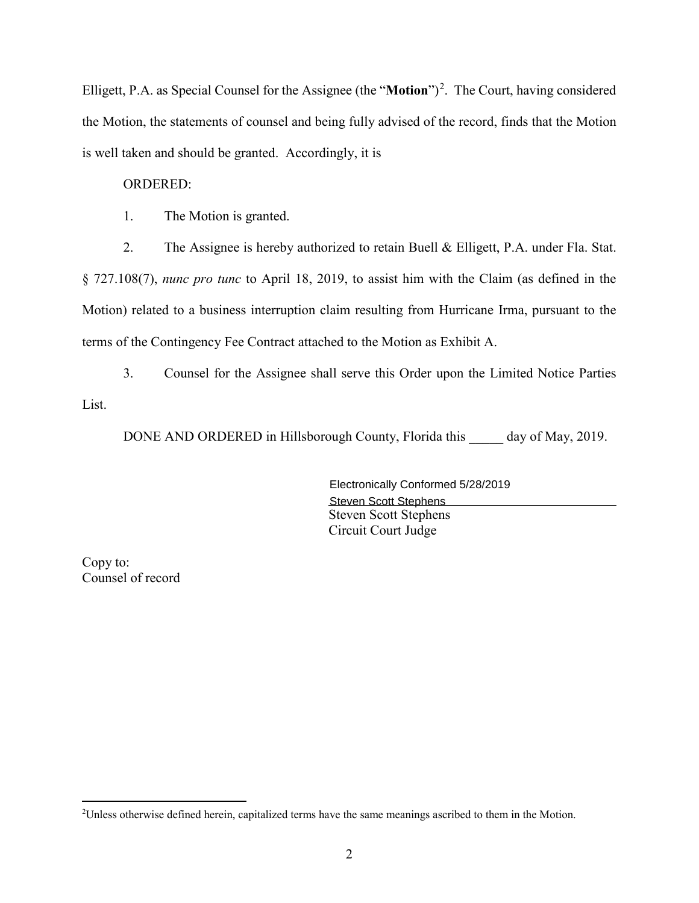Elligett, P.A. as Special Counsel for the Assignee (the "**Motion**")[2]. The Court, having considered the Motion, the statements of counsel and being fully advised of the record, finds that the Motion is well taken and should be granted. Accordingly, it is

ORDERED:

1. The Motion is granted.

2. The Assignee is hereby authorized to retain Buell & Elligett, P.A. under Fla. Stat. § 727.108(7), *nunc pro tunc* to April 18, 2019, to assist him with the Claim (as defined in the Motion) related to a business interruption claim resulting from Hurricane Irma, pursuant to the terms of the Contingency Fee Contract attached to the Motion as Exhibit A.

3. Counsel for the Assignee shall serve this Order upon the Limited Notice Parties List.

DONE AND ORDERED in Hillsborough County, Florida this _____ day of May, 2019.

Electronically Conformed 5/28/2019
Steven Scott Stephens
Steven Scott Stephens
Circuit Court Judge

Copy to:
Counsel of record

---

[2]Unless otherwise defined herein, capitalized terms have the same meanings ascribed to them in the Motion.